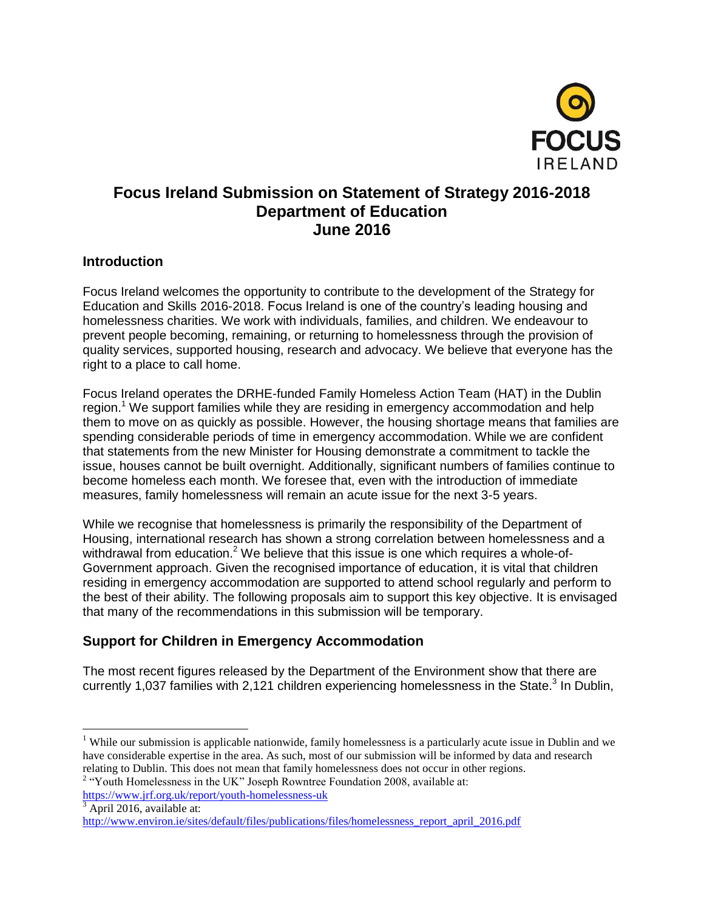# Focus Ireland Submission on Statement of Strategy 2016-2018
# Department of Education
# June 2016

## Introduction

Focus Ireland welcomes the opportunity to contribute to the development of the Strategy for Education and Skills 2016-2018. Focus Ireland is one of the country's leading housing and homelessness charities. We work with individuals, families, and children. We endeavour to prevent people becoming, remaining, or returning to homelessness through the provision of quality services, supported housing, research and advocacy. We believe that everyone has the right to a place to call home.

Focus Ireland operates the DRHE-funded Family Homeless Action Team (HAT) in the Dublin region.[1] We support families while they are residing in emergency accommodation and help them to move on as quickly as possible. However, the housing shortage means that families are spending considerable periods of time in emergency accommodation. While we are confident that statements from the new Minister for Housing demonstrate a commitment to tackle the issue, houses cannot be built overnight. Additionally, significant numbers of families continue to become homeless each month. We foresee that, even with the introduction of immediate measures, family homelessness will remain an acute issue for the next 3-5 years.

While we recognise that homelessness is primarily the responsibility of the Department of Housing, international research has shown a strong correlation between homelessness and a withdrawal from education.[2] We believe that this issue is one which requires a whole-of-Government approach. Given the recognised importance of education, it is vital that children residing in emergency accommodation are supported to attend school regularly and perform to the best of their ability. The following proposals aim to support this key objective. It is envisaged that many of the recommendations in this submission will be temporary.

## Support for Children in Emergency Accommodation

The most recent figures released by the Department of the Environment show that there are currently 1,037 families with 2,121 children experiencing homelessness in the State.[3] In Dublin,

---

[1] While our submission is applicable nationwide, family homelessness is a particularly acute issue in Dublin and we have considerable expertise in the area. As such, most of our submission will be informed by data and research relating to Dublin. This does not mean that family homelessness does not occur in other regions.

[2] "Youth Homelessness in the UK" Joseph Rowntree Foundation 2008, available at: https://www.jrf.org.uk/report/youth-homelessness-uk

[3] April 2016, available at: http://www.environ.ie/sites/default/files/publications/files/homelessness_report_april_2016.pdf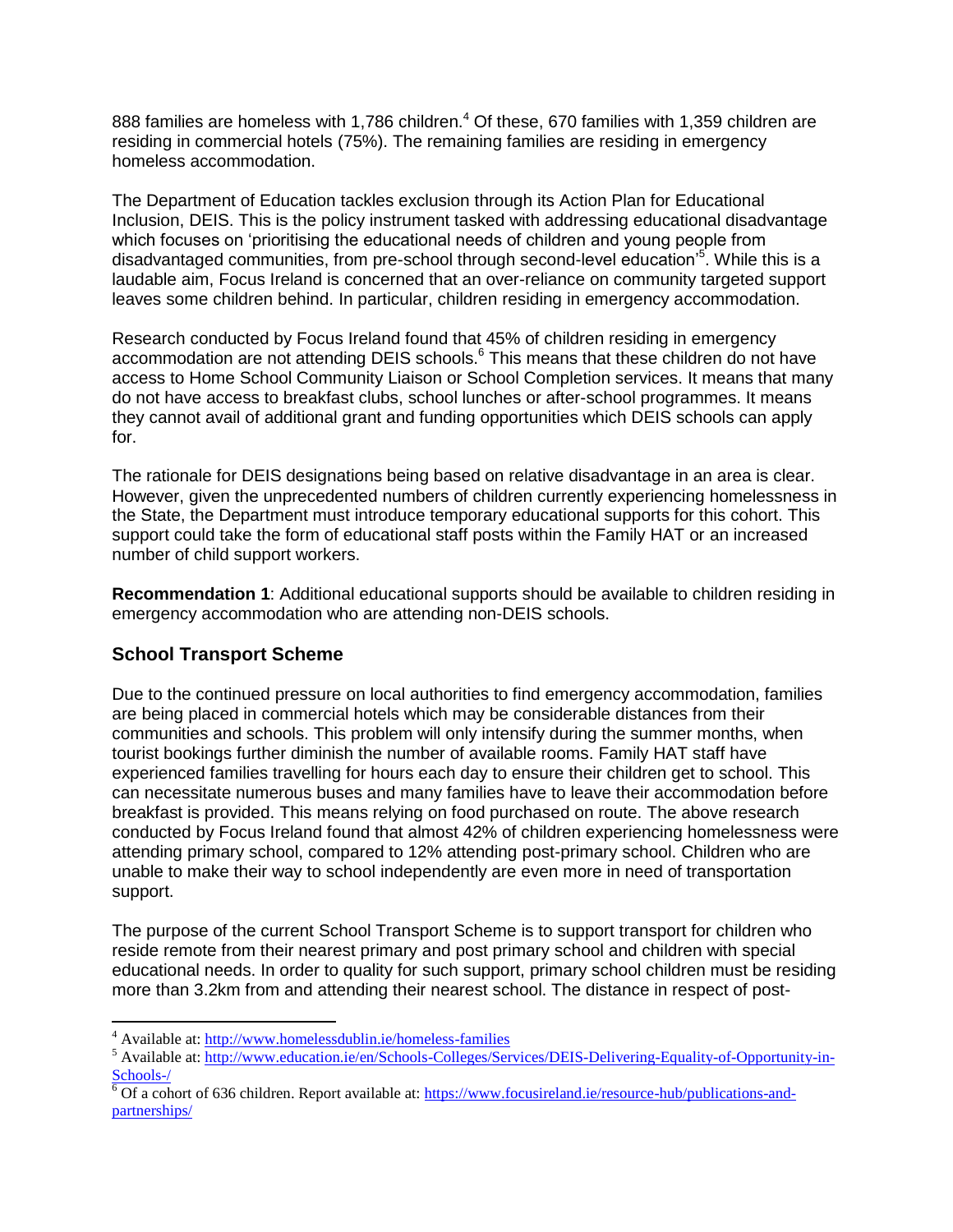888 families are homeless with 1,786 children.[4] Of these, 670 families with 1,359 children are residing in commercial hotels (75%). The remaining families are residing in emergency homeless accommodation.

The Department of Education tackles exclusion through its Action Plan for Educational Inclusion, DEIS. This is the policy instrument tasked with addressing educational disadvantage which focuses on 'prioritising the educational needs of children and young people from disadvantaged communities, from pre-school through second-level education'[5]. While this is a laudable aim, Focus Ireland is concerned that an over-reliance on community targeted support leaves some children behind. In particular, children residing in emergency accommodation.

Research conducted by Focus Ireland found that 45% of children residing in emergency accommodation are not attending DEIS schools.[6] This means that these children do not have access to Home School Community Liaison or School Completion services. It means that many do not have access to breakfast clubs, school lunches or after-school programmes. It means they cannot avail of additional grant and funding opportunities which DEIS schools can apply for.

The rationale for DEIS designations being based on relative disadvantage in an area is clear. However, given the unprecedented numbers of children currently experiencing homelessness in the State, the Department must introduce temporary educational supports for this cohort. This support could take the form of educational staff posts within the Family HAT or an increased number of child support workers.

**Recommendation 1**: Additional educational supports should be available to children residing in emergency accommodation who are attending non-DEIS schools.

## School Transport Scheme

Due to the continued pressure on local authorities to find emergency accommodation, families are being placed in commercial hotels which may be considerable distances from their communities and schools. This problem will only intensify during the summer months, when tourist bookings further diminish the number of available rooms. Family HAT staff have experienced families travelling for hours each day to ensure their children get to school. This can necessitate numerous buses and many families have to leave their accommodation before breakfast is provided. This means relying on food purchased on route. The above research conducted by Focus Ireland found that almost 42% of children experiencing homelessness were attending primary school, compared to 12% attending post-primary school. Children who are unable to make their way to school independently are even more in need of transportation support.

The purpose of the current School Transport Scheme is to support transport for children who reside remote from their nearest primary and post primary school and children with special educational needs. In order to quality for such support, primary school children must be residing more than 3.2km from and attending their nearest school. The distance in respect of post-

---

[4] Available at: http://www.homelessdublin.ie/homeless-families

[5] Available at: http://www.education.ie/en/Schools-Colleges/Services/DEIS-Delivering-Equality-of-Opportunity-in-Schools-/

[6] Of a cohort of 636 children. Report available at: https://www.focusireland.ie/resource-hub/publications-and-partnerships/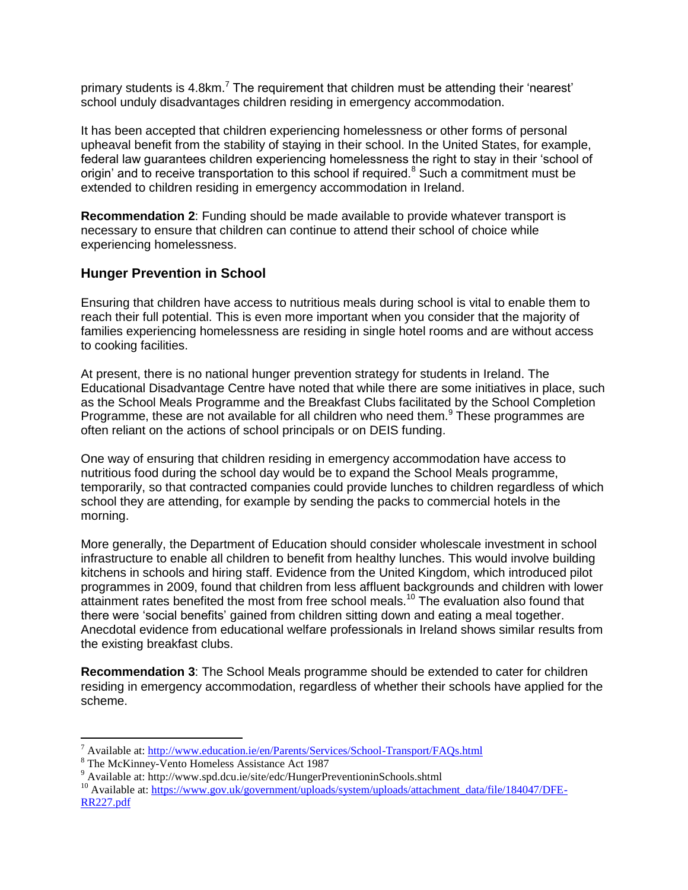primary students is 4.8km.[7] The requirement that children must be attending their 'nearest' school unduly disadvantages children residing in emergency accommodation.

It has been accepted that children experiencing homelessness or other forms of personal upheaval benefit from the stability of staying in their school. In the United States, for example, federal law guarantees children experiencing homelessness the right to stay in their 'school of origin' and to receive transportation to this school if required.[8] Such a commitment must be extended to children residing in emergency accommodation in Ireland.

**Recommendation 2**: Funding should be made available to provide whatever transport is necessary to ensure that children can continue to attend their school of choice while experiencing homelessness.

## Hunger Prevention in School

Ensuring that children have access to nutritious meals during school is vital to enable them to reach their full potential. This is even more important when you consider that the majority of families experiencing homelessness are residing in single hotel rooms and are without access to cooking facilities.

At present, there is no national hunger prevention strategy for students in Ireland. The Educational Disadvantage Centre have noted that while there are some initiatives in place, such as the School Meals Programme and the Breakfast Clubs facilitated by the School Completion Programme, these are not available for all children who need them.[9] These programmes are often reliant on the actions of school principals or on DEIS funding.

One way of ensuring that children residing in emergency accommodation have access to nutritious food during the school day would be to expand the School Meals programme, temporarily, so that contracted companies could provide lunches to children regardless of which school they are attending, for example by sending the packs to commercial hotels in the morning.

More generally, the Department of Education should consider wholescale investment in school infrastructure to enable all children to benefit from healthy lunches. This would involve building kitchens in schools and hiring staff. Evidence from the United Kingdom, which introduced pilot programmes in 2009, found that children from less affluent backgrounds and children with lower attainment rates benefited the most from free school meals.[10] The evaluation also found that there were 'social benefits' gained from children sitting down and eating a meal together. Anecdotal evidence from educational welfare professionals in Ireland shows similar results from the existing breakfast clubs.

**Recommendation 3**: The School Meals programme should be extended to cater for children residing in emergency accommodation, regardless of whether their schools have applied for the scheme.

---

[7] Available at: http://www.education.ie/en/Parents/Services/School-Transport/FAQs.html

[8] The McKinney-Vento Homeless Assistance Act 1987

[9] Available at: http://www.spd.dcu.ie/site/edc/HungerPreventioninSchools.shtml

[10] Available at: https://www.gov.uk/government/uploads/system/uploads/attachment_data/file/184047/DFE-RR227.pdf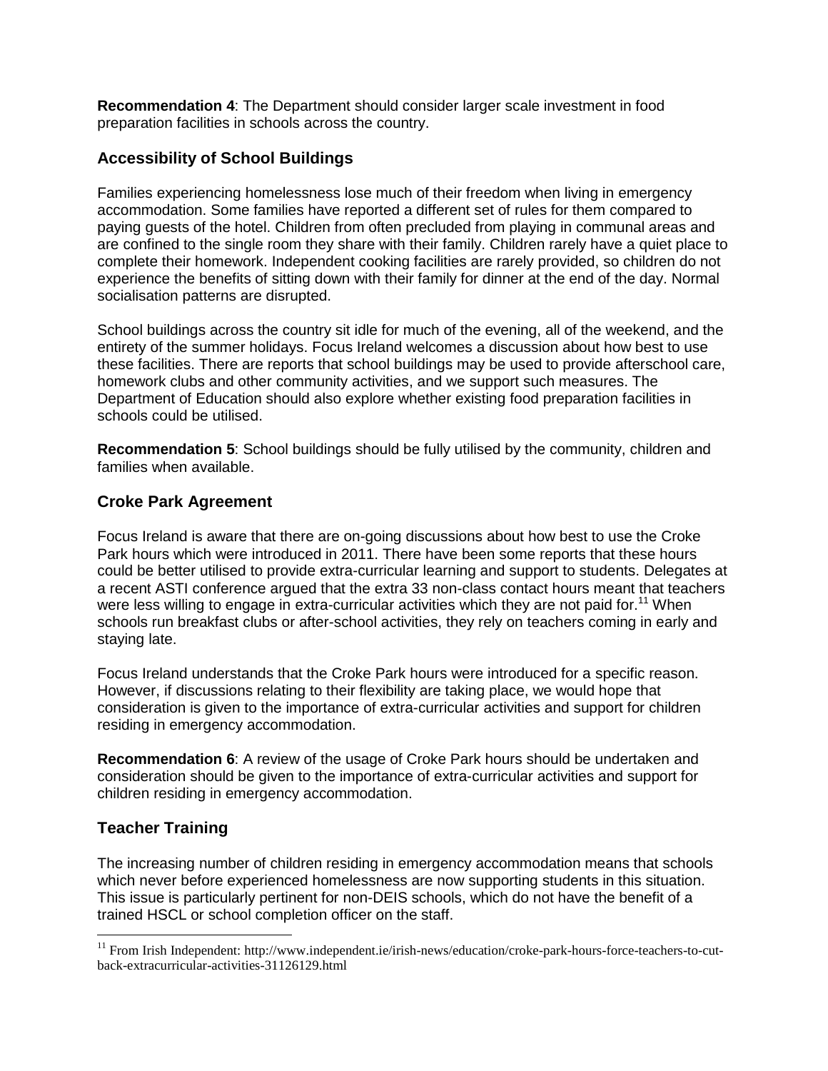**Recommendation 4**: The Department should consider larger scale investment in food preparation facilities in schools across the country.

## Accessibility of School Buildings

Families experiencing homelessness lose much of their freedom when living in emergency accommodation. Some families have reported a different set of rules for them compared to paying guests of the hotel. Children from often precluded from playing in communal areas and are confined to the single room they share with their family. Children rarely have a quiet place to complete their homework. Independent cooking facilities are rarely provided, so children do not experience the benefits of sitting down with their family for dinner at the end of the day. Normal socialisation patterns are disrupted.

School buildings across the country sit idle for much of the evening, all of the weekend, and the entirety of the summer holidays. Focus Ireland welcomes a discussion about how best to use these facilities. There are reports that school buildings may be used to provide afterschool care, homework clubs and other community activities, and we support such measures. The Department of Education should also explore whether existing food preparation facilities in schools could be utilised.

**Recommendation 5**: School buildings should be fully utilised by the community, children and families when available.

## Croke Park Agreement

Focus Ireland is aware that there are on-going discussions about how best to use the Croke Park hours which were introduced in 2011. There have been some reports that these hours could be better utilised to provide extra-curricular learning and support to students. Delegates at a recent ASTI conference argued that the extra 33 non-class contact hours meant that teachers were less willing to engage in extra-curricular activities which they are not paid for.[11] When schools run breakfast clubs or after-school activities, they rely on teachers coming in early and staying late.

Focus Ireland understands that the Croke Park hours were introduced for a specific reason. However, if discussions relating to their flexibility are taking place, we would hope that consideration is given to the importance of extra-curricular activities and support for children residing in emergency accommodation.

**Recommendation 6**: A review of the usage of Croke Park hours should be undertaken and consideration should be given to the importance of extra-curricular activities and support for children residing in emergency accommodation.

## Teacher Training

The increasing number of children residing in emergency accommodation means that schools which never before experienced homelessness are now supporting students in this situation. This issue is particularly pertinent for non-DEIS schools, which do not have the benefit of a trained HSCL or school completion officer on the staff.

---

[11] From Irish Independent: http://www.independent.ie/irish-news/education/croke-park-hours-force-teachers-to-cut-back-extracurricular-activities-31126129.html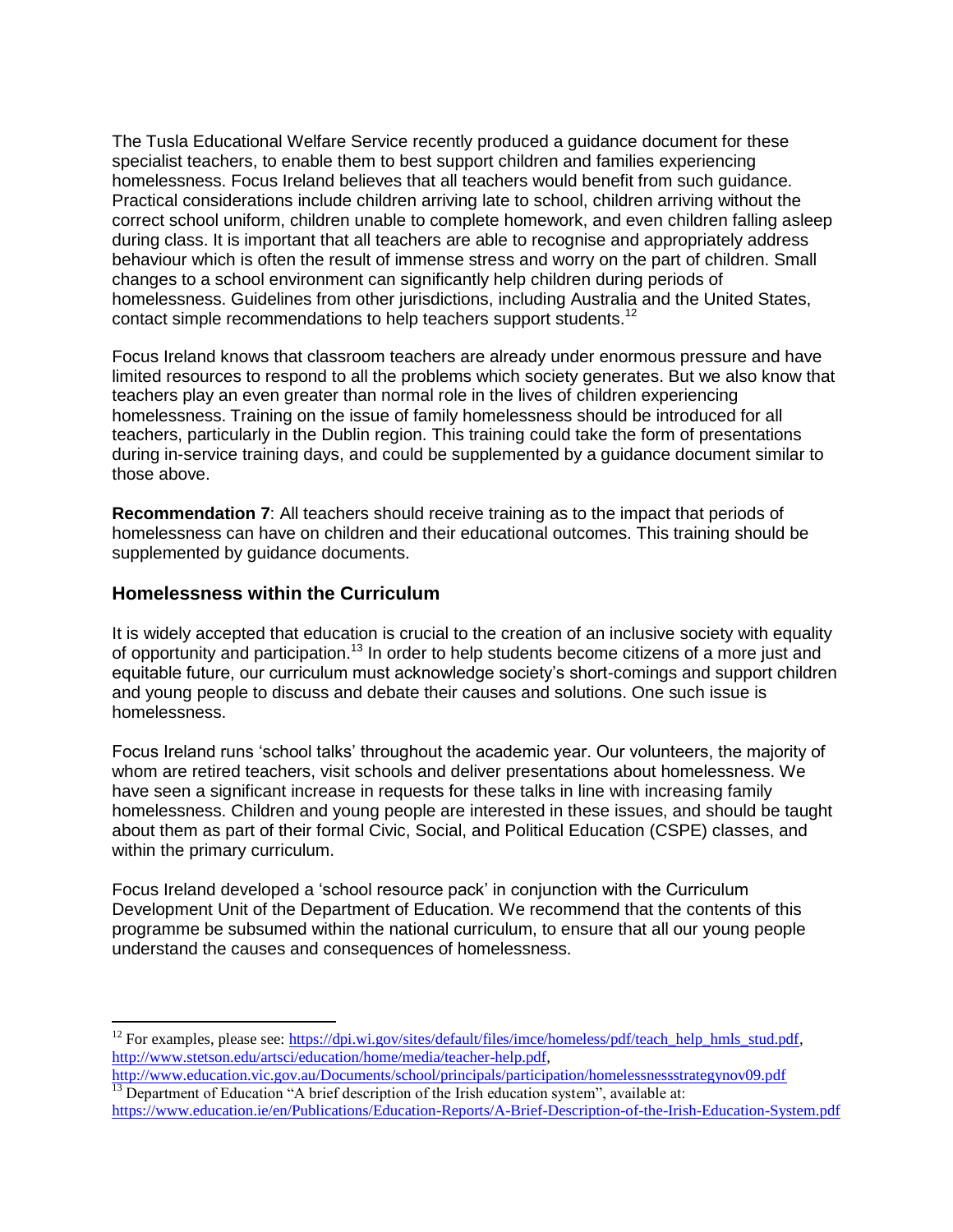The Tusla Educational Welfare Service recently produced a guidance document for these specialist teachers, to enable them to best support children and families experiencing homelessness. Focus Ireland believes that all teachers would benefit from such guidance. Practical considerations include children arriving late to school, children arriving without the correct school uniform, children unable to complete homework, and even children falling asleep during class. It is important that all teachers are able to recognise and appropriately address behaviour which is often the result of immense stress and worry on the part of children. Small changes to a school environment can significantly help children during periods of homelessness. Guidelines from other jurisdictions, including Australia and the United States, contact simple recommendations to help teachers support students.[12]

Focus Ireland knows that classroom teachers are already under enormous pressure and have limited resources to respond to all the problems which society generates. But we also know that teachers play an even greater than normal role in the lives of children experiencing homelessness. Training on the issue of family homelessness should be introduced for all teachers, particularly in the Dublin region. This training could take the form of presentations during in-service training days, and could be supplemented by a guidance document similar to those above.

**Recommendation 7**: All teachers should receive training as to the impact that periods of homelessness can have on children and their educational outcomes. This training should be supplemented by guidance documents.

## Homelessness within the Curriculum

It is widely accepted that education is crucial to the creation of an inclusive society with equality of opportunity and participation.[13] In order to help students become citizens of a more just and equitable future, our curriculum must acknowledge society's short-comings and support children and young people to discuss and debate their causes and solutions. One such issue is homelessness.

Focus Ireland runs 'school talks' throughout the academic year. Our volunteers, the majority of whom are retired teachers, visit schools and deliver presentations about homelessness. We have seen a significant increase in requests for these talks in line with increasing family homelessness. Children and young people are interested in these issues, and should be taught about them as part of their formal Civic, Social, and Political Education (CSPE) classes, and within the primary curriculum.

Focus Ireland developed a 'school resource pack' in conjunction with the Curriculum Development Unit of the Department of Education. We recommend that the contents of this programme be subsumed within the national curriculum, to ensure that all our young people understand the causes and consequences of homelessness.

---

[12] For examples, please see: https://dpi.wi.gov/sites/default/files/imce/homeless/pdf/teach_help_hmls_stud.pdf, http://www.stetson.edu/artsci/education/home/media/teacher-help.pdf, http://www.education.vic.gov.au/Documents/school/principals/participation/homelessnessstrategynov09.pdf

[13] Department of Education "A brief description of the Irish education system", available at: https://www.education.ie/en/Publications/Education-Reports/A-Brief-Description-of-the-Irish-Education-System.pdf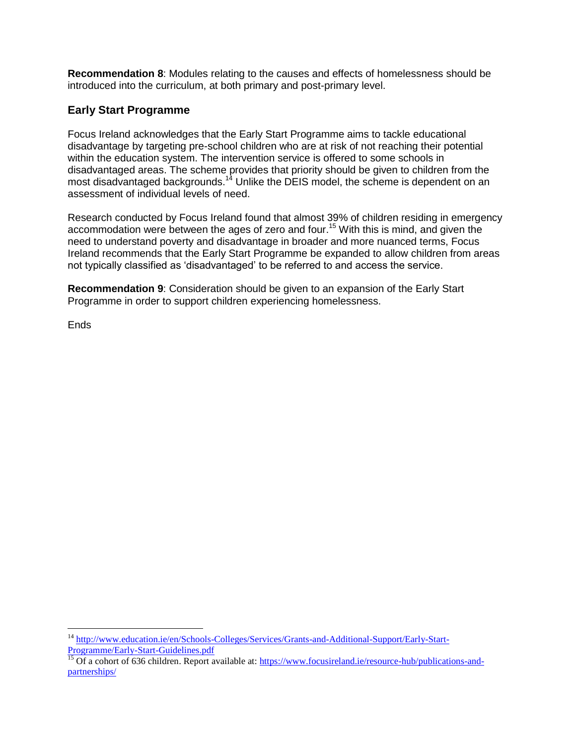**Recommendation 8**: Modules relating to the causes and effects of homelessness should be introduced into the curriculum, at both primary and post-primary level.

## Early Start Programme

Focus Ireland acknowledges that the Early Start Programme aims to tackle educational disadvantage by targeting pre-school children who are at risk of not reaching their potential within the education system. The intervention service is offered to some schools in disadvantaged areas. The scheme provides that priority should be given to children from the most disadvantaged backgrounds.[14] Unlike the DEIS model, the scheme is dependent on an assessment of individual levels of need.

Research conducted by Focus Ireland found that almost 39% of children residing in emergency accommodation were between the ages of zero and four.[15] With this is mind, and given the need to understand poverty and disadvantage in broader and more nuanced terms, Focus Ireland recommends that the Early Start Programme be expanded to allow children from areas not typically classified as 'disadvantaged' to be referred to and access the service.

**Recommendation 9**: Consideration should be given to an expansion of the Early Start Programme in order to support children experiencing homelessness.

Ends

---

[14] http://www.education.ie/en/Schools-Colleges/Services/Grants-and-Additional-Support/Early-Start-Programme/Early-Start-Guidelines.pdf

[15] Of a cohort of 636 children. Report available at: https://www.focusireland.ie/resource-hub/publications-and-partnerships/